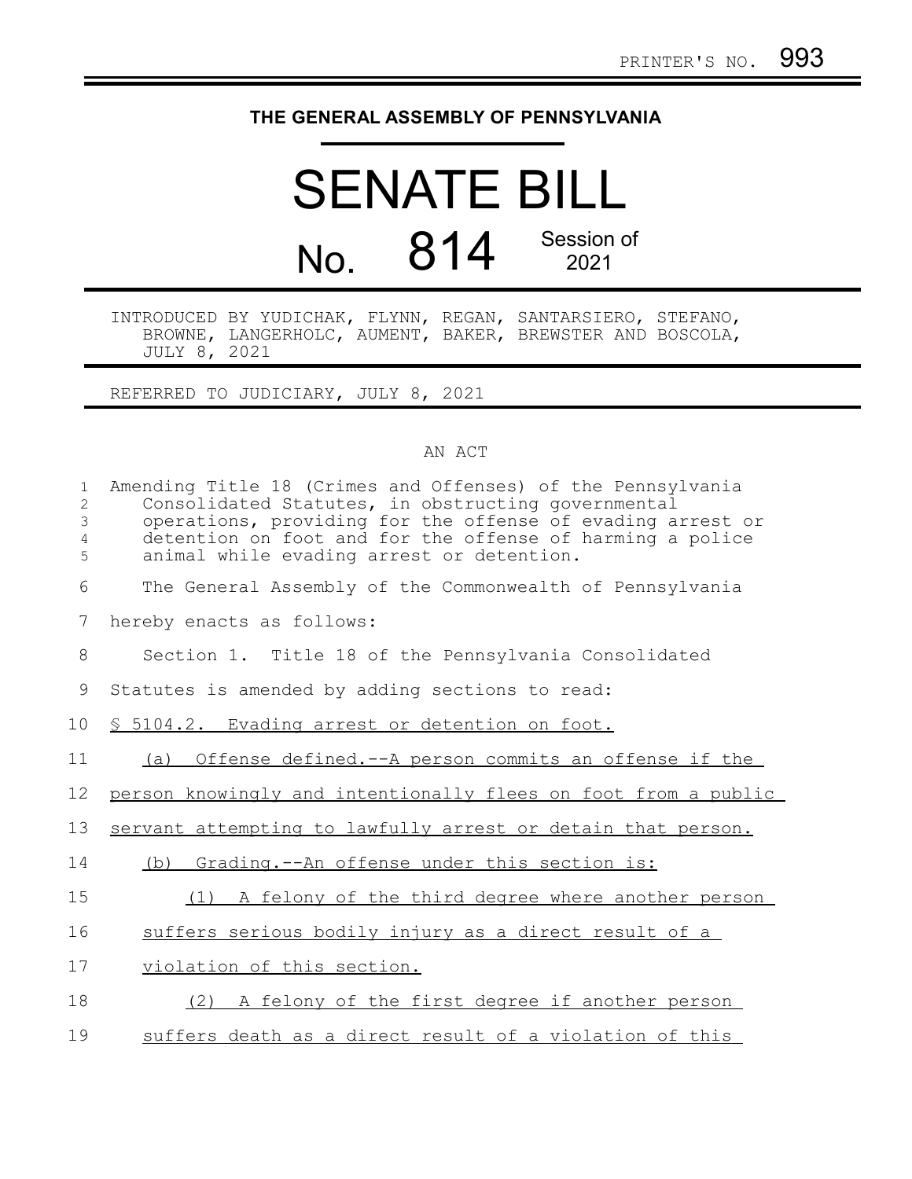PRINTER'S NO. 993

# THE GENERAL ASSEMBLY OF PENNSYLVANIA

# SENATE BILL

## No. 814 Session of 2021

INTRODUCED BY YUDICHAK, FLYNN, REGAN, SANTARSIERO, STEFANO, BROWNE, LANGERHOLC, AUMENT, BAKER, BREWSTER AND BOSCOLA, JULY 8, 2021

REFERRED TO JUDICIARY, JULY 8, 2021

AN ACT

Amending Title 18 (Crimes and Offenses) of the Pennsylvania Consolidated Statutes, in obstructing governmental operations, providing for the offense of evading arrest or detention on foot and for the offense of harming a police animal while evading arrest or detention.

The General Assembly of the Commonwealth of Pennsylvania hereby enacts as follows:

Section 1. Title 18 of the Pennsylvania Consolidated Statutes is amended by adding sections to read:

§ 5104.2. Evading arrest or detention on foot.

(a) Offense defined.--A person commits an offense if the person knowingly and intentionally flees on foot from a public servant attempting to lawfully arrest or detain that person.

(b) Grading.--An offense under this section is:

(1) A felony of the third degree where another person suffers serious bodily injury as a direct result of a violation of this section.

(2) A felony of the first degree if another person suffers death as a direct result of a violation of this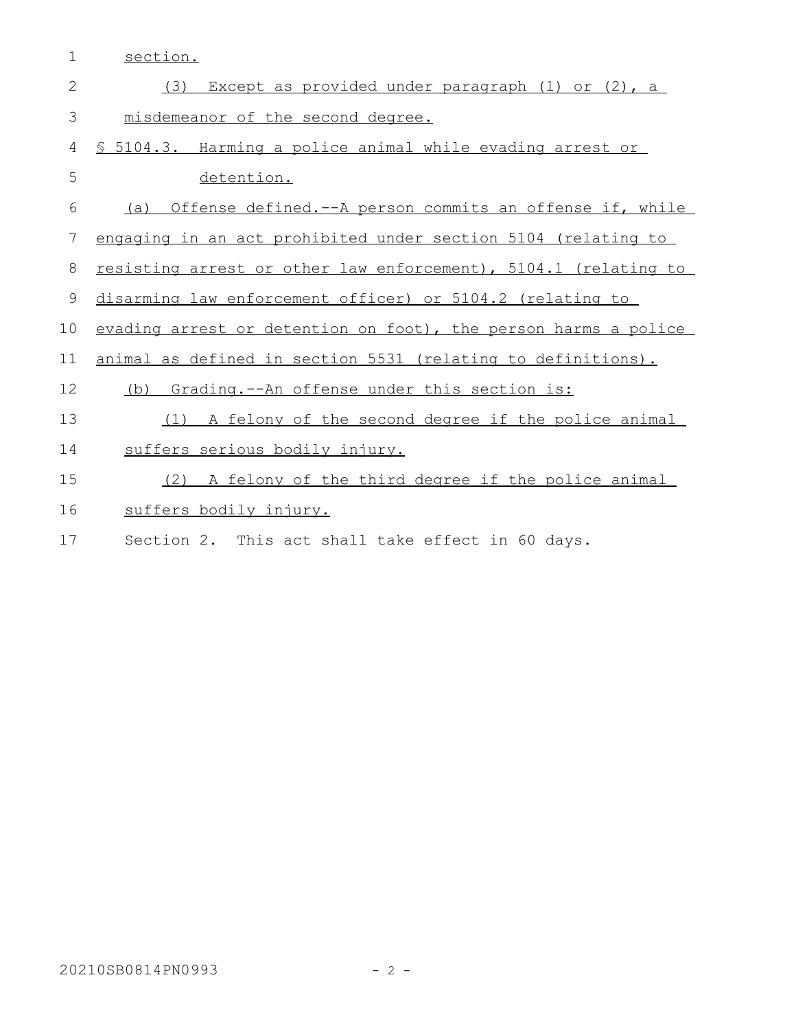section.

(3) Except as provided under paragraph (1) or (2), a misdemeanor of the second degree.

§ 5104.3. Harming a police animal while evading arrest or detention.

(a) Offense defined.--A person commits an offense if, while engaging in an act prohibited under section 5104 (relating to resisting arrest or other law enforcement), 5104.1 (relating to disarming law enforcement officer) or 5104.2 (relating to evading arrest or detention on foot), the person harms a police animal as defined in section 5531 (relating to definitions).

(b) Grading.--An offense under this section is:

(1) A felony of the second degree if the police animal suffers serious bodily injury.

(2) A felony of the third degree if the police animal suffers bodily injury.

Section 2. This act shall take effect in 60 days.